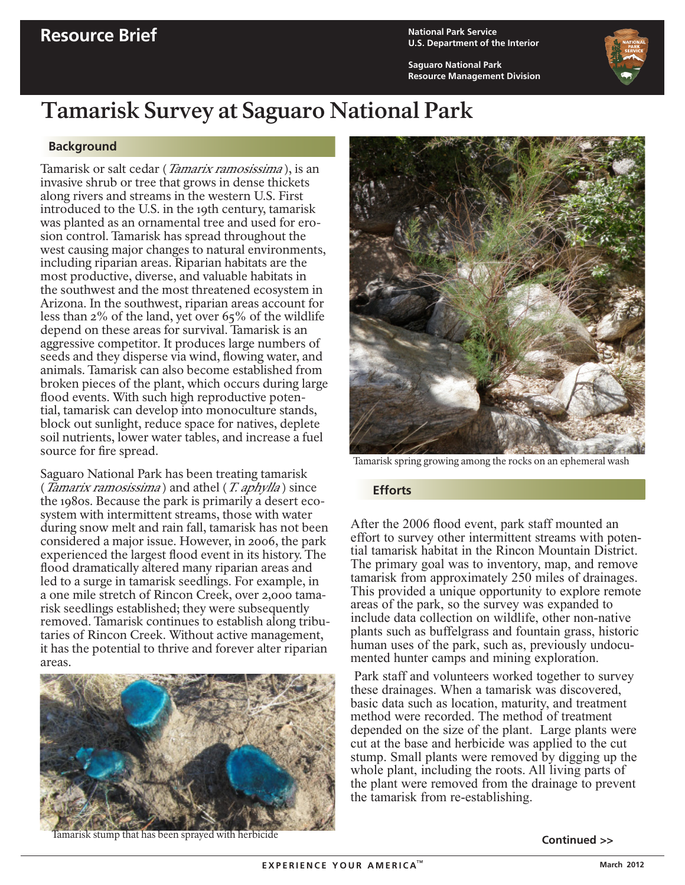Resource Brief

National Park Service
U.S. Department of the Interior

Saguaro National Park
Resource Management Division

# Tamarisk Survey at Saguaro National Park

## Background

Tamarisk or salt cedar (*Tamarix ramosissima*), is an invasive shrub or tree that grows in dense thickets along rivers and streams in the western U.S. First introduced to the U.S. in the 19th century, tamarisk was planted as an ornamental tree and used for erosion control. Tamarisk has spread throughout the west causing major changes to natural environments, including riparian areas. Riparian habitats are the most productive, diverse, and valuable habitats in the southwest and the most threatened ecosystem in Arizona. In the southwest, riparian areas account for less than 2% of the land, yet over 65% of the wildlife depend on these areas for survival. Tamarisk is an aggressive competitor. It produces large numbers of seeds and they disperse via wind, flowing water, and animals. Tamarisk can also become established from broken pieces of the plant, which occurs during large flood events. With such high reproductive potential, tamarisk can develop into monoculture stands, block out sunlight, reduce space for natives, deplete soil nutrients, lower water tables, and increase a fuel source for fire spread.

Saguaro National Park has been treating tamarisk (*Tamarix ramosissima*) and athel (*T. aphylla*) since the 1980s. Because the park is primarily a desert ecosystem with intermittent streams, those with water during snow melt and rain fall, tamarisk has not been considered a major issue. However, in 2006, the park experienced the largest flood event in its history. The flood dramatically altered many riparian areas and led to a surge in tamarisk seedlings. For example, in a one mile stretch of Rincon Creek, over 2,000 tamarisk seedlings established; they were subsequently removed. Tamarisk continues to establish along tributaries of Rincon Creek. Without active management, it has the potential to thrive and forever alter riparian areas.

Tamarisk stump that has been sprayed with herbicide

Tamarisk spring growing among the rocks on an ephemeral wash

## Efforts

After the 2006 flood event, park staff mounted an effort to survey other intermittent streams with potential tamarisk habitat in the Rincon Mountain District. The primary goal was to inventory, map, and remove tamarisk from approximately 250 miles of drainages. This provided a unique opportunity to explore remote areas of the park, so the survey was expanded to include data collection on wildlife, other non-native plants such as buffelgrass and fountain grass, historic human uses of the park, such as, previously undocumented hunter camps and mining exploration.

Park staff and volunteers worked together to survey these drainages. When a tamarisk was discovered, basic data such as location, maturity, and treatment method were recorded. The method of treatment depended on the size of the plant. Large plants were cut at the base and herbicide was applied to the cut stump. Small plants were removed by digging up the whole plant, including the roots. All living parts of the plant were removed from the drainage to prevent the tamarisk from re-establishing.

**Continued >>**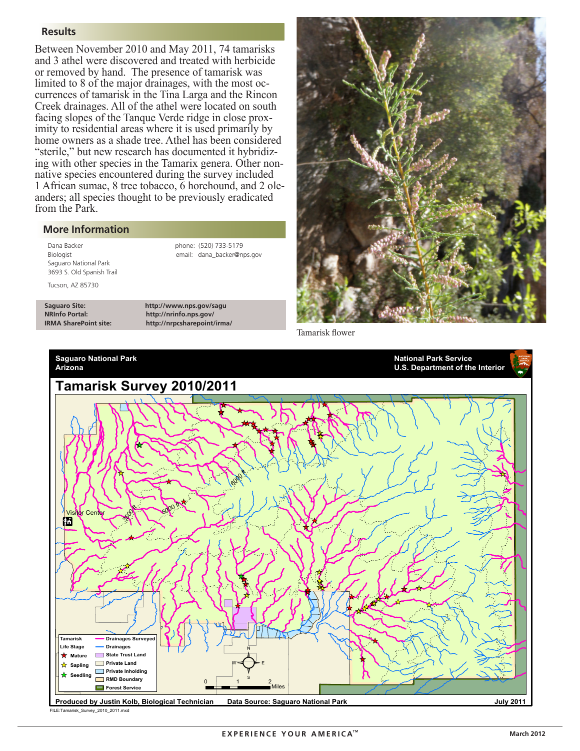## Results

Between November 2010 and May 2011, 74 tamarisks and 3 athel were discovered and treated with herbicide or removed by hand. The presence of tamarisk was limited to 8 of the major drainages, with the most occurrences of tamarisk in the Tina Larga and the Rincon Creek drainages. All of the athel were located on south facing slopes of the Tanque Verde ridge in close proximity to residential areas where it is used primarily by home owners as a shade tree. Athel has been considered "sterile," but new research has documented it hybridizing with other species in the Tamarix genera. Other non-native species encountered during the survey included 1 African sumac, 8 tree tobacco, 6 horehound, and 2 oleanders; all species thought to be previously eradicated from the Park.

## More Information

Dana Backer
Biologist
Saguaro National Park
3693 S. Old Spanish Trail
Tucson, AZ 85730

phone: (520) 733-5179
email: dana_backer@nps.gov

| | |
|---|---|
| **Saguaro Site:** | **http://www.nps.gov/sagu** |
| **NRInfo Portal:** | **http://nrinfo.nps.gov/** |
| **IRMA SharePoint site:** | **http://nrpcsharepoint/irma/** |

Tamarisk flower

**Saguaro National Park**
**Arizona**

**National Park Service**
**U.S. Department of the Interior**

## Tamarisk Survey 2010/2011

Visitor Center

6000 ft
6000 ft
3500 ft

Tamarisk Life Stage
Mature
Sapling
Seedling

Drainages Surveyed
Drainages
State Trust Land
Private Land
Private Inholding
RMD Boundary
Forest Service

N
W
E
S

0 1 2 Miles

**Produced by Justin Kolb, Biological Technician** **Data Source: Saguaro National Park** **July 2011**

FILE:Tamarisk_Survey_2010_2011.mxd